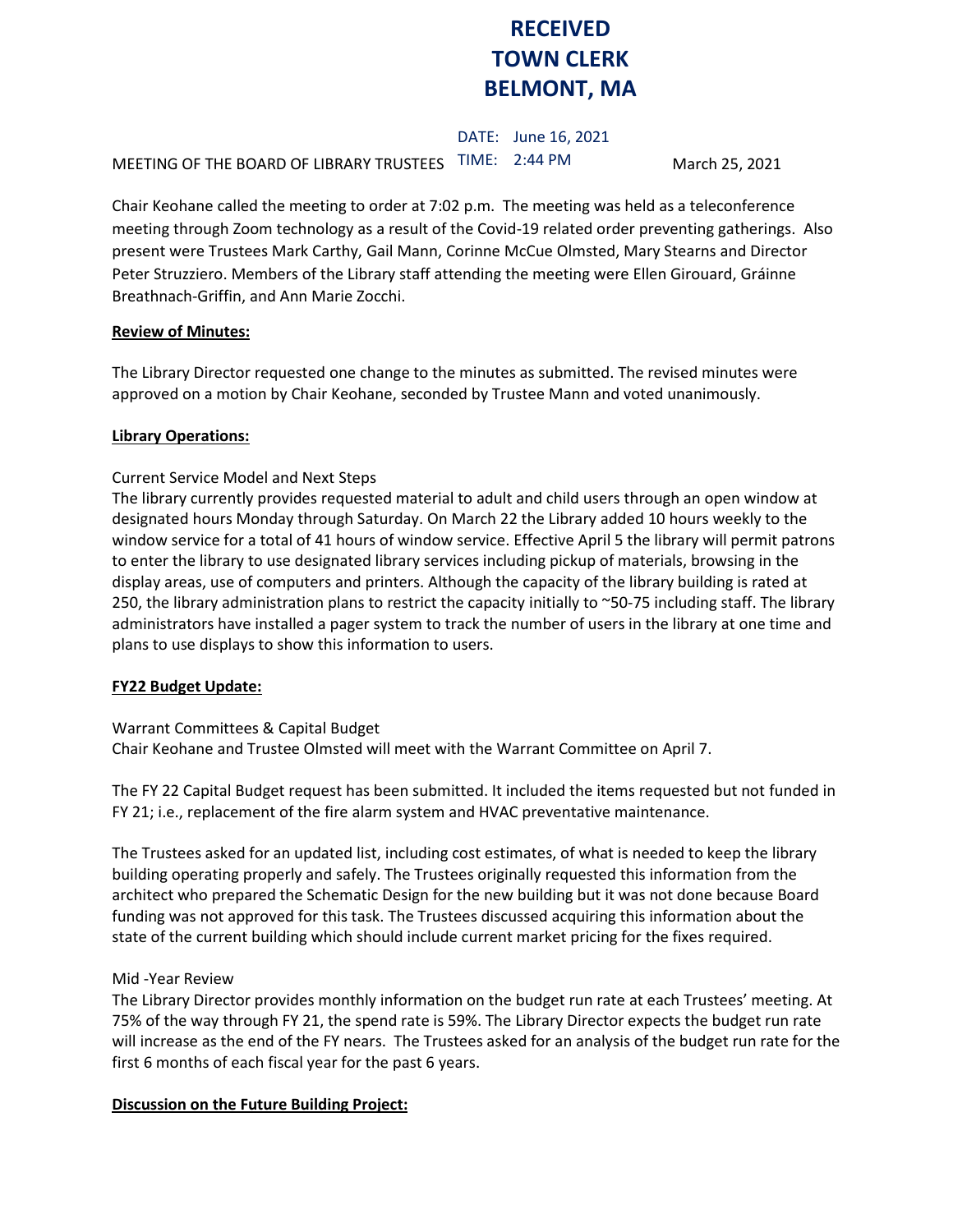**RECEIVED**
**TOWN CLERK**
**BELMONT, MA**

DATE: June 16, 2021
TIME: 2:44 PM

MEETING OF THE BOARD OF LIBRARY TRUSTEES March 25, 2021

Chair Keohane called the meeting to order at 7:02 p.m. The meeting was held as a teleconference meeting through Zoom technology as a result of the Covid-19 related order preventing gatherings. Also present were Trustees Mark Carthy, Gail Mann, Corinne McCue Olmsted, Mary Stearns and Director Peter Struzziero. Members of the Library staff attending the meeting were Ellen Girouard, Gráinne Breathnach-Griffin, and Ann Marie Zocchi.

**Review of Minutes:**

The Library Director requested one change to the minutes as submitted. The revised minutes were approved on a motion by Chair Keohane, seconded by Trustee Mann and voted unanimously.

**Library Operations:**

Current Service Model and Next Steps
The library currently provides requested material to adult and child users through an open window at designated hours Monday through Saturday. On March 22 the Library added 10 hours weekly to the window service for a total of 41 hours of window service. Effective April 5 the library will permit patrons to enter the library to use designated library services including pickup of materials, browsing in the display areas, use of computers and printers. Although the capacity of the library building is rated at 250, the library administration plans to restrict the capacity initially to ~50-75 including staff. The library administrators have installed a pager system to track the number of users in the library at one time and plans to use displays to show this information to users.

**FY22 Budget Update:**

Warrant Committees & Capital Budget
Chair Keohane and Trustee Olmsted will meet with the Warrant Committee on April 7.

The FY 22 Capital Budget request has been submitted. It included the items requested but not funded in FY 21; i.e., replacement of the fire alarm system and HVAC preventative maintenance.

The Trustees asked for an updated list, including cost estimates, of what is needed to keep the library building operating properly and safely. The Trustees originally requested this information from the architect who prepared the Schematic Design for the new building but it was not done because Board funding was not approved for this task. The Trustees discussed acquiring this information about the state of the current building which should include current market pricing for the fixes required.

Mid -Year Review
The Library Director provides monthly information on the budget run rate at each Trustees' meeting. At 75% of the way through FY 21, the spend rate is 59%. The Library Director expects the budget run rate will increase as the end of the FY nears. The Trustees asked for an analysis of the budget run rate for the first 6 months of each fiscal year for the past 6 years.

**Discussion on the Future Building Project:**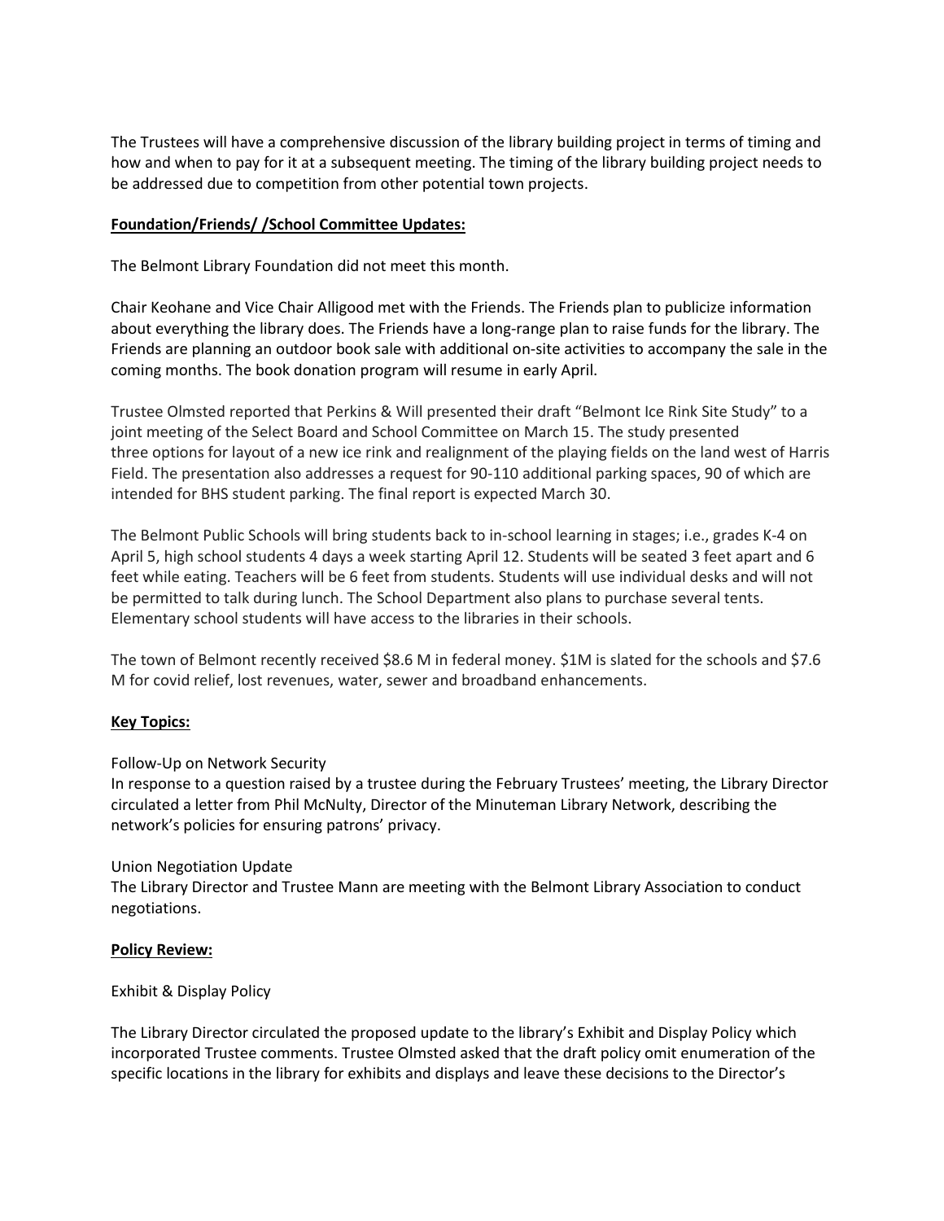The Trustees will have a comprehensive discussion of the library building project in terms of timing and how and when to pay for it at a subsequent meeting. The timing of the library building project needs to be addressed due to competition from other potential town projects.

**Foundation/Friends/ /School Committee Updates:**

The Belmont Library Foundation did not meet this month.

Chair Keohane and Vice Chair Alligood met with the Friends. The Friends plan to publicize information about everything the library does. The Friends have a long-range plan to raise funds for the library. The Friends are planning an outdoor book sale with additional on-site activities to accompany the sale in the coming months. The book donation program will resume in early April.

Trustee Olmsted reported that Perkins & Will presented their draft "Belmont Ice Rink Site Study" to a joint meeting of the Select Board and School Committee on March 15. The study presented three options for layout of a new ice rink and realignment of the playing fields on the land west of Harris Field. The presentation also addresses a request for 90-110 additional parking spaces, 90 of which are intended for BHS student parking. The final report is expected March 30.

The Belmont Public Schools will bring students back to in-school learning in stages; i.e., grades K-4 on April 5, high school students 4 days a week starting April 12. Students will be seated 3 feet apart and 6 feet while eating. Teachers will be 6 feet from students. Students will use individual desks and will not be permitted to talk during lunch. The School Department also plans to purchase several tents. Elementary school students will have access to the libraries in their schools.

The town of Belmont recently received $8.6 M in federal money. $1M is slated for the schools and $7.6 M for covid relief, lost revenues, water, sewer and broadband enhancements.

**Key Topics:**

Follow-Up on Network Security
In response to a question raised by a trustee during the February Trustees' meeting, the Library Director circulated a letter from Phil McNulty, Director of the Minuteman Library Network, describing the network's policies for ensuring patrons' privacy.

Union Negotiation Update
The Library Director and Trustee Mann are meeting with the Belmont Library Association to conduct negotiations.

**Policy Review:**

Exhibit & Display Policy

The Library Director circulated the proposed update to the library's Exhibit and Display Policy which incorporated Trustee comments. Trustee Olmsted asked that the draft policy omit enumeration of the specific locations in the library for exhibits and displays and leave these decisions to the Director's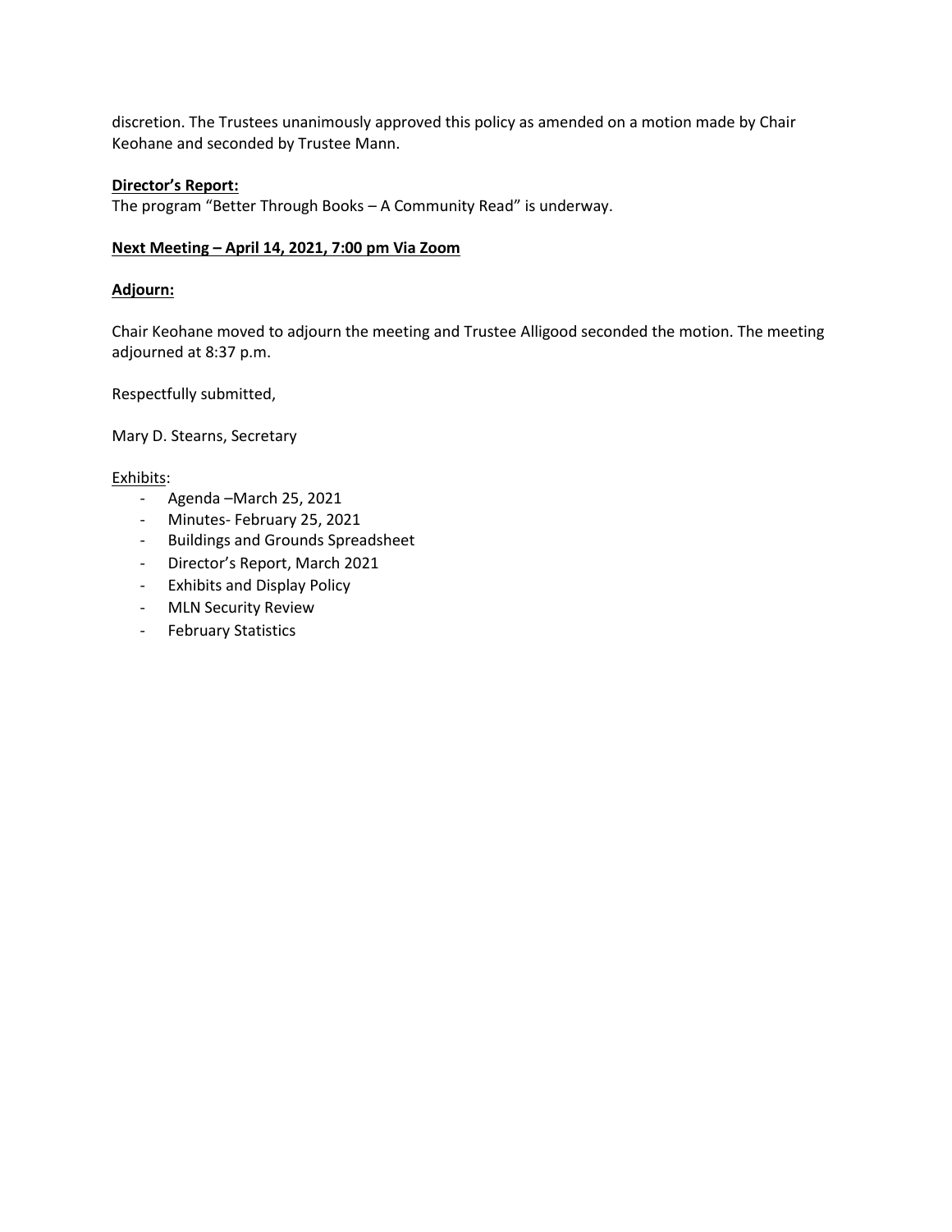discretion. The Trustees unanimously approved this policy as amended on a motion made by Chair Keohane and seconded by Trustee Mann.

**Director's Report:**

The program "Better Through Books – A Community Read" is underway.

**Next Meeting – April 14, 2021, 7:00 pm Via Zoom**

**Adjourn:**

Chair Keohane moved to adjourn the meeting and Trustee Alligood seconded the motion. The meeting adjourned at 8:37 p.m.

Respectfully submitted,

Mary D. Stearns, Secretary

Exhibits:

- Agenda –March 25, 2021
- Minutes- February 25, 2021
- Buildings and Grounds Spreadsheet
- Director's Report, March 2021
- Exhibits and Display Policy
- MLN Security Review
- February Statistics